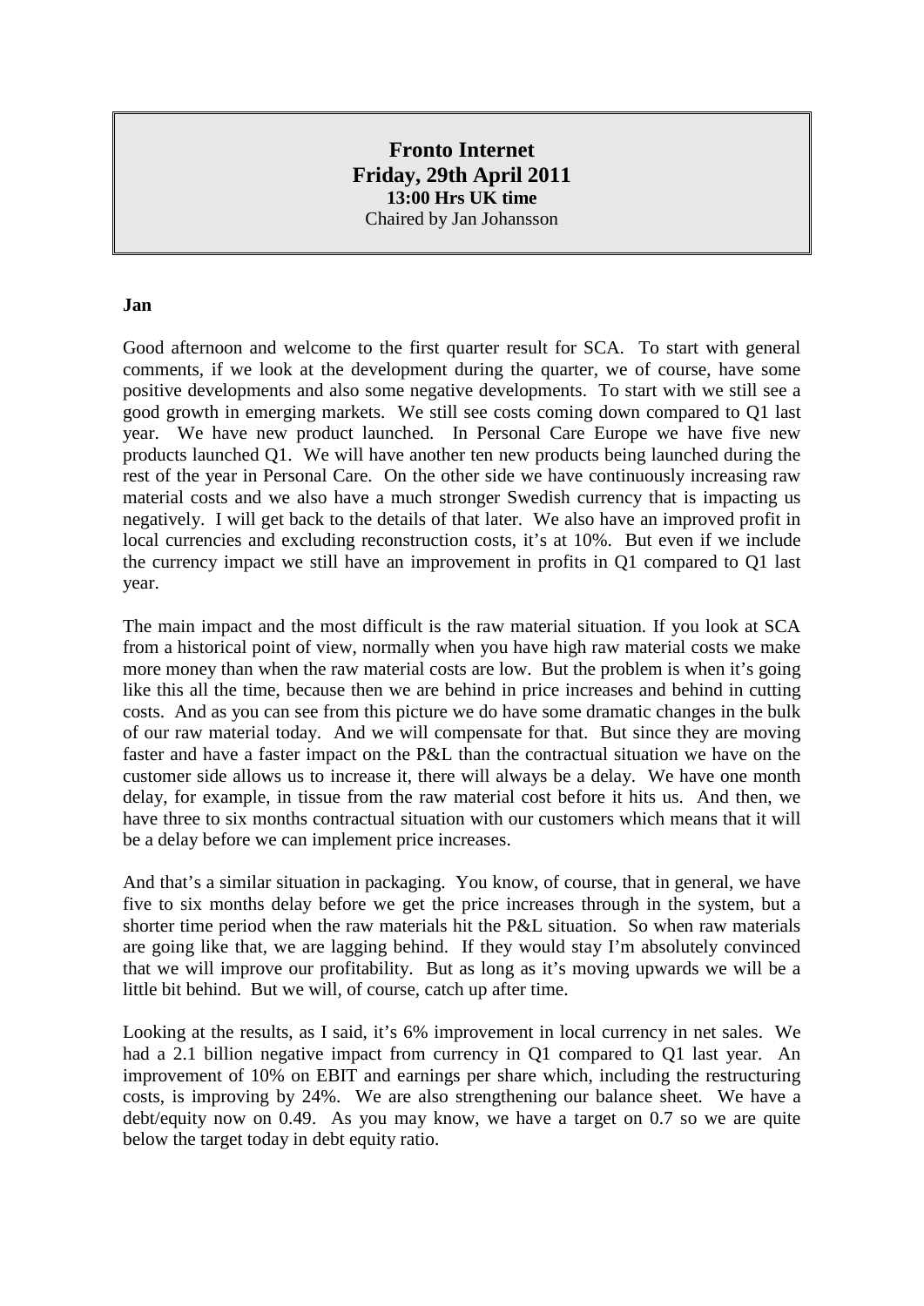**Fronto Internet**
**Friday, 29th April 2011**
**13:00 Hrs UK time**
Chaired by Jan Johansson

**Jan**

Good afternoon and welcome to the first quarter result for SCA. To start with general comments, if we look at the development during the quarter, we of course, have some positive developments and also some negative developments. To start with we still see a good growth in emerging markets. We still see costs coming down compared to Q1 last year. We have new product launched. In Personal Care Europe we have five new products launched Q1. We will have another ten new products being launched during the rest of the year in Personal Care. On the other side we have continuously increasing raw material costs and we also have a much stronger Swedish currency that is impacting us negatively. I will get back to the details of that later. We also have an improved profit in local currencies and excluding reconstruction costs, it's at 10%. But even if we include the currency impact we still have an improvement in profits in Q1 compared to Q1 last year.

The main impact and the most difficult is the raw material situation. If you look at SCA from a historical point of view, normally when you have high raw material costs we make more money than when the raw material costs are low. But the problem is when it's going like this all the time, because then we are behind in price increases and behind in cutting costs. And as you can see from this picture we do have some dramatic changes in the bulk of our raw material today. And we will compensate for that. But since they are moving faster and have a faster impact on the P&L than the contractual situation we have on the customer side allows us to increase it, there will always be a delay. We have one month delay, for example, in tissue from the raw material cost before it hits us. And then, we have three to six months contractual situation with our customers which means that it will be a delay before we can implement price increases.

And that's a similar situation in packaging. You know, of course, that in general, we have five to six months delay before we get the price increases through in the system, but a shorter time period when the raw materials hit the P&L situation. So when raw materials are going like that, we are lagging behind. If they would stay I'm absolutely convinced that we will improve our profitability. But as long as it's moving upwards we will be a little bit behind. But we will, of course, catch up after time.

Looking at the results, as I said, it's 6% improvement in local currency in net sales. We had a 2.1 billion negative impact from currency in Q1 compared to Q1 last year. An improvement of 10% on EBIT and earnings per share which, including the restructuring costs, is improving by 24%. We are also strengthening our balance sheet. We have a debt/equity now on 0.49. As you may know, we have a target on 0.7 so we are quite below the target today in debt equity ratio.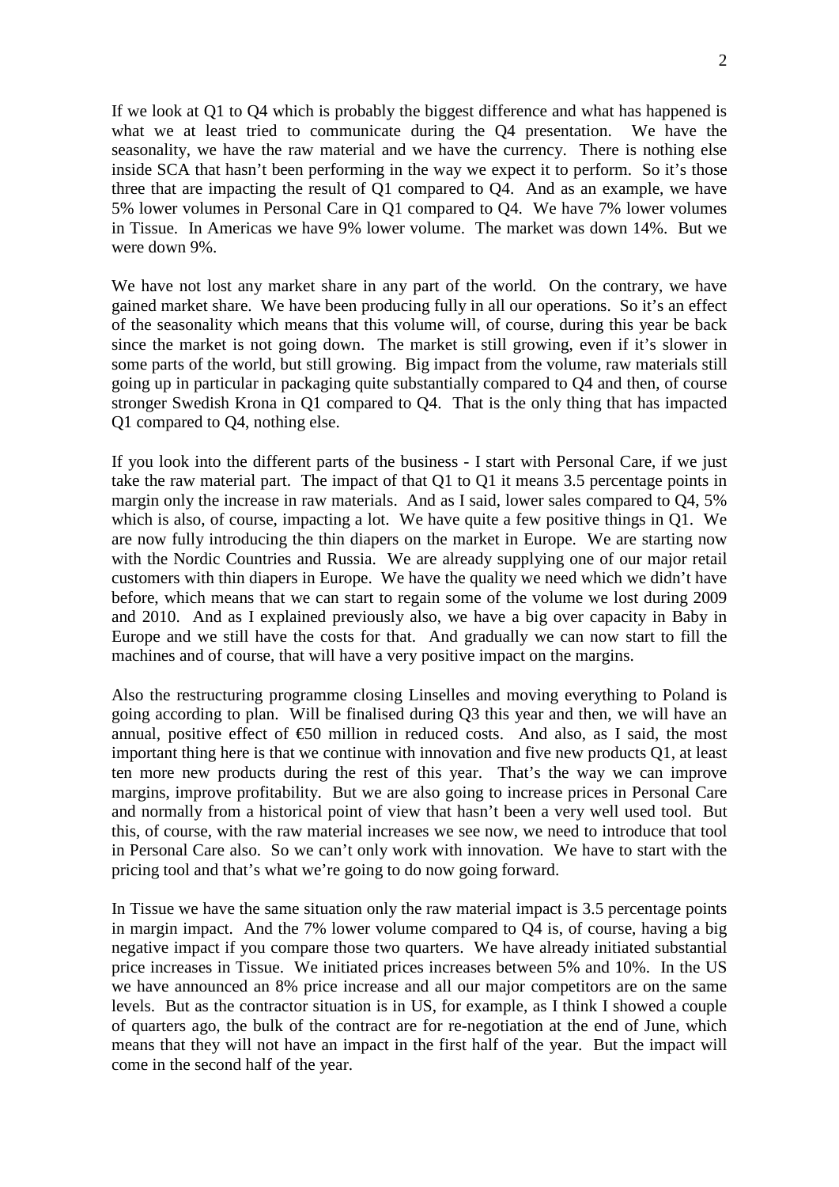If we look at Q1 to Q4 which is probably the biggest difference and what has happened is what we at least tried to communicate during the Q4 presentation. We have the seasonality, we have the raw material and we have the currency. There is nothing else inside SCA that hasn't been performing in the way we expect it to perform. So it's those three that are impacting the result of Q1 compared to Q4. And as an example, we have 5% lower volumes in Personal Care in Q1 compared to Q4. We have 7% lower volumes in Tissue. In Americas we have 9% lower volume. The market was down 14%. But we were down 9%.

We have not lost any market share in any part of the world. On the contrary, we have gained market share. We have been producing fully in all our operations. So it's an effect of the seasonality which means that this volume will, of course, during this year be back since the market is not going down. The market is still growing, even if it's slower in some parts of the world, but still growing. Big impact from the volume, raw materials still going up in particular in packaging quite substantially compared to Q4 and then, of course stronger Swedish Krona in Q1 compared to Q4. That is the only thing that has impacted Q1 compared to Q4, nothing else.

If you look into the different parts of the business - I start with Personal Care, if we just take the raw material part. The impact of that Q1 to Q1 it means 3.5 percentage points in margin only the increase in raw materials. And as I said, lower sales compared to Q4, 5% which is also, of course, impacting a lot. We have quite a few positive things in Q1. We are now fully introducing the thin diapers on the market in Europe. We are starting now with the Nordic Countries and Russia. We are already supplying one of our major retail customers with thin diapers in Europe. We have the quality we need which we didn't have before, which means that we can start to regain some of the volume we lost during 2009 and 2010. And as I explained previously also, we have a big over capacity in Baby in Europe and we still have the costs for that. And gradually we can now start to fill the machines and of course, that will have a very positive impact on the margins.

Also the restructuring programme closing Linselles and moving everything to Poland is going according to plan. Will be finalised during Q3 this year and then, we will have an annual, positive effect of €50 million in reduced costs. And also, as I said, the most important thing here is that we continue with innovation and five new products Q1, at least ten more new products during the rest of this year. That's the way we can improve margins, improve profitability. But we are also going to increase prices in Personal Care and normally from a historical point of view that hasn't been a very well used tool. But this, of course, with the raw material increases we see now, we need to introduce that tool in Personal Care also. So we can't only work with innovation. We have to start with the pricing tool and that's what we're going to do now going forward.

In Tissue we have the same situation only the raw material impact is 3.5 percentage points in margin impact. And the 7% lower volume compared to Q4 is, of course, having a big negative impact if you compare those two quarters. We have already initiated substantial price increases in Tissue. We initiated prices increases between 5% and 10%. In the US we have announced an 8% price increase and all our major competitors are on the same levels. But as the contractor situation is in US, for example, as I think I showed a couple of quarters ago, the bulk of the contract are for re-negotiation at the end of June, which means that they will not have an impact in the first half of the year. But the impact will come in the second half of the year.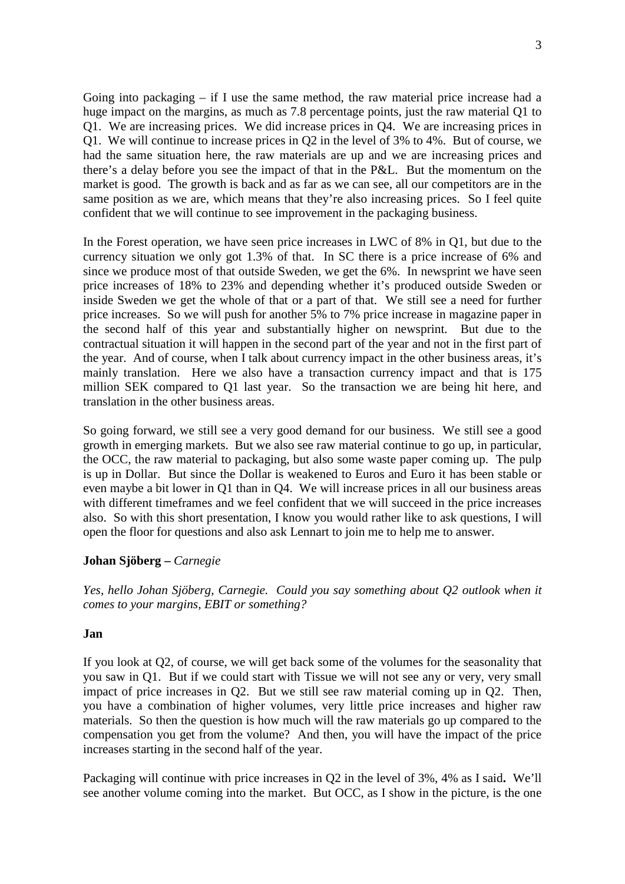Going into packaging – if I use the same method, the raw material price increase had a huge impact on the margins, as much as 7.8 percentage points, just the raw material Q1 to Q1. We are increasing prices. We did increase prices in Q4. We are increasing prices in Q1. We will continue to increase prices in Q2 in the level of 3% to 4%. But of course, we had the same situation here, the raw materials are up and we are increasing prices and there's a delay before you see the impact of that in the P&L. But the momentum on the market is good. The growth is back and as far as we can see, all our competitors are in the same position as we are, which means that they're also increasing prices. So I feel quite confident that we will continue to see improvement in the packaging business.

In the Forest operation, we have seen price increases in LWC of 8% in Q1, but due to the currency situation we only got 1.3% of that. In SC there is a price increase of 6% and since we produce most of that outside Sweden, we get the 6%. In newsprint we have seen price increases of 18% to 23% and depending whether it's produced outside Sweden or inside Sweden we get the whole of that or a part of that. We still see a need for further price increases. So we will push for another 5% to 7% price increase in magazine paper in the second half of this year and substantially higher on newsprint. But due to the contractual situation it will happen in the second part of the year and not in the first part of the year. And of course, when I talk about currency impact in the other business areas, it's mainly translation. Here we also have a transaction currency impact and that is 175 million SEK compared to Q1 last year. So the transaction we are being hit here, and translation in the other business areas.

So going forward, we still see a very good demand for our business. We still see a good growth in emerging markets. But we also see raw material continue to go up, in particular, the OCC, the raw material to packaging, but also some waste paper coming up. The pulp is up in Dollar. But since the Dollar is weakened to Euros and Euro it has been stable or even maybe a bit lower in Q1 than in Q4. We will increase prices in all our business areas with different timeframes and we feel confident that we will succeed in the price increases also. So with this short presentation, I know you would rather like to ask questions, I will open the floor for questions and also ask Lennart to join me to help me to answer.

**Johan Sjöberg –** *Carnegie*

*Yes, hello Johan Sjöberg, Carnegie. Could you say something about Q2 outlook when it comes to your margins, EBIT or something?*

**Jan**

If you look at Q2, of course, we will get back some of the volumes for the seasonality that you saw in Q1. But if we could start with Tissue we will not see any or very, very small impact of price increases in Q2. But we still see raw material coming up in Q2. Then, you have a combination of higher volumes, very little price increases and higher raw materials. So then the question is how much will the raw materials go up compared to the compensation you get from the volume? And then, you will have the impact of the price increases starting in the second half of the year.

Packaging will continue with price increases in Q2 in the level of 3%, 4% as I said**.** We'll see another volume coming into the market. But OCC, as I show in the picture, is the one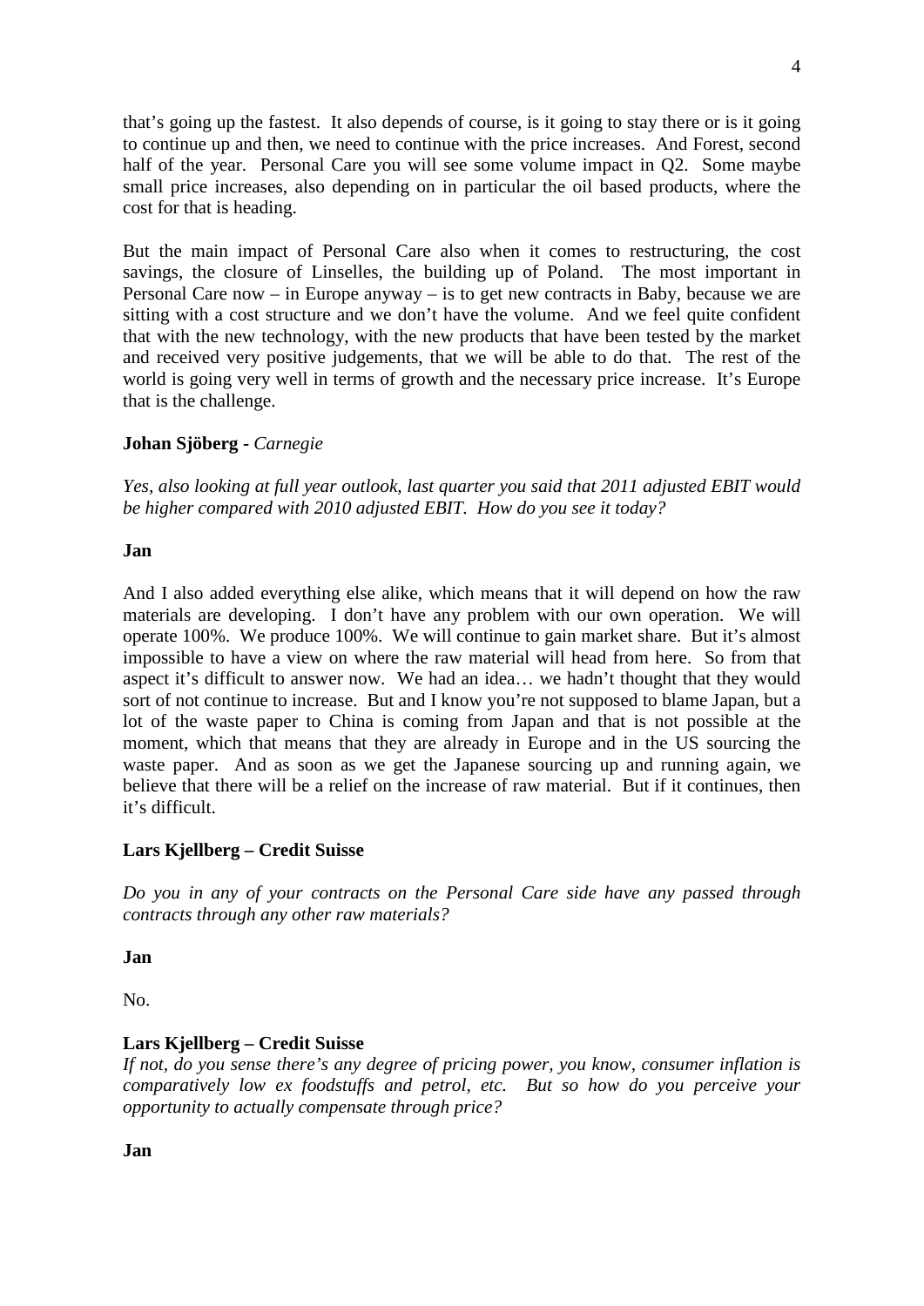that's going up the fastest. It also depends of course, is it going to stay there or is it going to continue up and then, we need to continue with the price increases. And Forest, second half of the year. Personal Care you will see some volume impact in Q2. Some maybe small price increases, also depending on in particular the oil based products, where the cost for that is heading.

But the main impact of Personal Care also when it comes to restructuring, the cost savings, the closure of Linselles, the building up of Poland. The most important in Personal Care now – in Europe anyway – is to get new contracts in Baby, because we are sitting with a cost structure and we don't have the volume. And we feel quite confident that with the new technology, with the new products that have been tested by the market and received very positive judgements, that we will be able to do that. The rest of the world is going very well in terms of growth and the necessary price increase. It's Europe that is the challenge.

**Johan Sjöberg -** *Carnegie*

*Yes, also looking at full year outlook, last quarter you said that 2011 adjusted EBIT would be higher compared with 2010 adjusted EBIT. How do you see it today?*

**Jan**

And I also added everything else alike, which means that it will depend on how the raw materials are developing. I don't have any problem with our own operation. We will operate 100%. We produce 100%. We will continue to gain market share. But it's almost impossible to have a view on where the raw material will head from here. So from that aspect it's difficult to answer now. We had an idea… we hadn't thought that they would sort of not continue to increase. But and I know you're not supposed to blame Japan, but a lot of the waste paper to China is coming from Japan and that is not possible at the moment, which that means that they are already in Europe and in the US sourcing the waste paper. And as soon as we get the Japanese sourcing up and running again, we believe that there will be a relief on the increase of raw material. But if it continues, then it's difficult.

**Lars Kjellberg – Credit Suisse**

*Do you in any of your contracts on the Personal Care side have any passed through contracts through any other raw materials?*

**Jan**

No.

**Lars Kjellberg – Credit Suisse**

*If not, do you sense there's any degree of pricing power, you know, consumer inflation is comparatively low ex foodstuffs and petrol, etc. But so how do you perceive your opportunity to actually compensate through price?*

**Jan**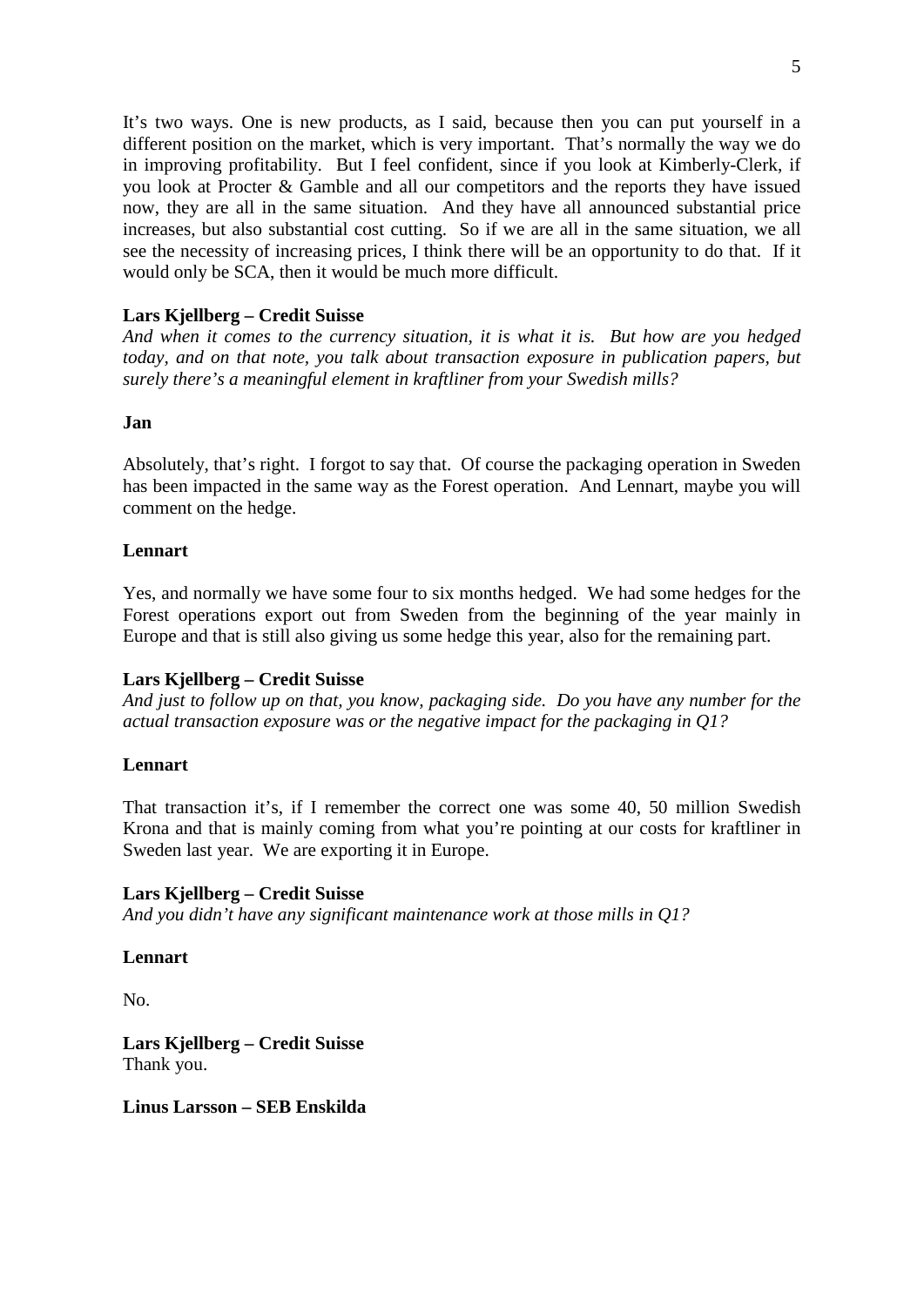It's two ways. One is new products, as I said, because then you can put yourself in a different position on the market, which is very important. That's normally the way we do in improving profitability. But I feel confident, since if you look at Kimberly-Clerk, if you look at Procter & Gamble and all our competitors and the reports they have issued now, they are all in the same situation. And they have all announced substantial price increases, but also substantial cost cutting. So if we are all in the same situation, we all see the necessity of increasing prices, I think there will be an opportunity to do that. If it would only be SCA, then it would be much more difficult.

**Lars Kjellberg – Credit Suisse**
*And when it comes to the currency situation, it is what it is. But how are you hedged today, and on that note, you talk about transaction exposure in publication papers, but surely there's a meaningful element in kraftliner from your Swedish mills?*

**Jan**

Absolutely, that's right. I forgot to say that. Of course the packaging operation in Sweden has been impacted in the same way as the Forest operation. And Lennart, maybe you will comment on the hedge.

**Lennart**

Yes, and normally we have some four to six months hedged. We had some hedges for the Forest operations export out from Sweden from the beginning of the year mainly in Europe and that is still also giving us some hedge this year, also for the remaining part.

**Lars Kjellberg – Credit Suisse**
*And just to follow up on that, you know, packaging side. Do you have any number for the actual transaction exposure was or the negative impact for the packaging in Q1?*

**Lennart**

That transaction it's, if I remember the correct one was some 40, 50 million Swedish Krona and that is mainly coming from what you're pointing at our costs for kraftliner in Sweden last year. We are exporting it in Europe.

**Lars Kjellberg – Credit Suisse**
*And you didn't have any significant maintenance work at those mills in Q1?*

**Lennart**

No.

**Lars Kjellberg – Credit Suisse**
Thank you.

**Linus Larsson – SEB Enskilda**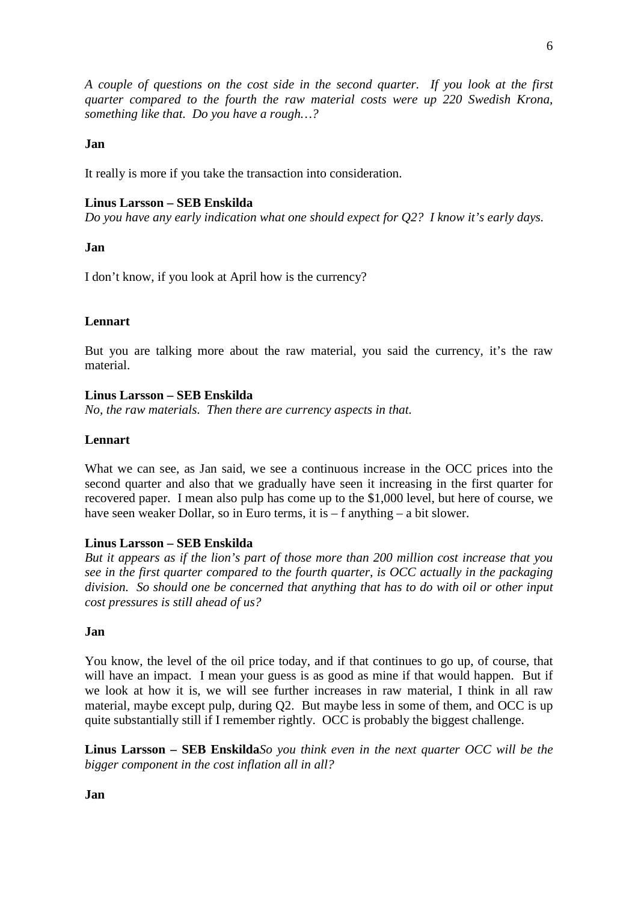*A couple of questions on the cost side in the second quarter. If you look at the first quarter compared to the fourth the raw material costs were up 220 Swedish Krona, something like that. Do you have a rough…?*

**Jan**

It really is more if you take the transaction into consideration.

**Linus Larsson – SEB Enskilda**
*Do you have any early indication what one should expect for Q2? I know it's early days.*

**Jan**

I don't know, if you look at April how is the currency?

**Lennart**

But you are talking more about the raw material, you said the currency, it's the raw material.

**Linus Larsson – SEB Enskilda**
*No, the raw materials. Then there are currency aspects in that.*

**Lennart**

What we can see, as Jan said, we see a continuous increase in the OCC prices into the second quarter and also that we gradually have seen it increasing in the first quarter for recovered paper. I mean also pulp has come up to the $1,000 level, but here of course, we have seen weaker Dollar, so in Euro terms, it is – f anything – a bit slower.

**Linus Larsson – SEB Enskilda**
*But it appears as if the lion's part of those more than 200 million cost increase that you see in the first quarter compared to the fourth quarter, is OCC actually in the packaging division. So should one be concerned that anything that has to do with oil or other input cost pressures is still ahead of us?*

**Jan**

You know, the level of the oil price today, and if that continues to go up, of course, that will have an impact. I mean your guess is as good as mine if that would happen. But if we look at how it is, we will see further increases in raw material, I think in all raw material, maybe except pulp, during Q2. But maybe less in some of them, and OCC is up quite substantially still if I remember rightly. OCC is probably the biggest challenge.

**Linus Larsson – SEB Enskilda***So you think even in the next quarter OCC will be the bigger component in the cost inflation all in all?*

**Jan**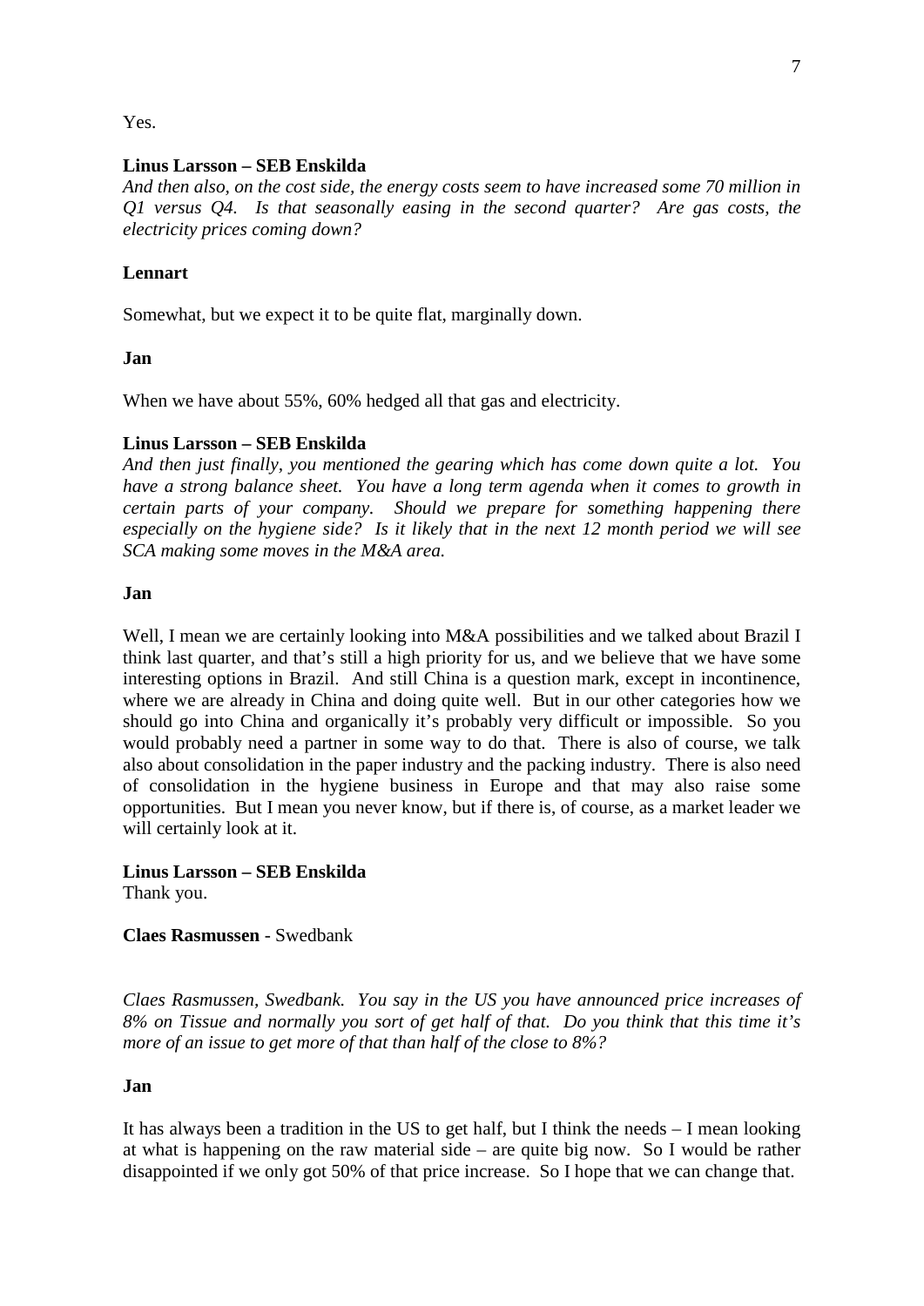Yes.

**Linus Larsson – SEB Enskilda**
*And then also, on the cost side, the energy costs seem to have increased some 70 million in Q1 versus Q4. Is that seasonally easing in the second quarter? Are gas costs, the electricity prices coming down?*

**Lennart**

Somewhat, but we expect it to be quite flat, marginally down.

**Jan**

When we have about 55%, 60% hedged all that gas and electricity.

**Linus Larsson – SEB Enskilda**
*And then just finally, you mentioned the gearing which has come down quite a lot. You have a strong balance sheet. You have a long term agenda when it comes to growth in certain parts of your company. Should we prepare for something happening there especially on the hygiene side? Is it likely that in the next 12 month period we will see SCA making some moves in the M&A area.*

**Jan**

Well, I mean we are certainly looking into M&A possibilities and we talked about Brazil I think last quarter, and that's still a high priority for us, and we believe that we have some interesting options in Brazil. And still China is a question mark, except in incontinence, where we are already in China and doing quite well. But in our other categories how we should go into China and organically it's probably very difficult or impossible. So you would probably need a partner in some way to do that. There is also of course, we talk also about consolidation in the paper industry and the packing industry. There is also need of consolidation in the hygiene business in Europe and that may also raise some opportunities. But I mean you never know, but if there is, of course, as a market leader we will certainly look at it.

**Linus Larsson – SEB Enskilda**
Thank you.

**Claes Rasmussen** - Swedbank

*Claes Rasmussen, Swedbank. You say in the US you have announced price increases of 8% on Tissue and normally you sort of get half of that. Do you think that this time it's more of an issue to get more of that than half of the close to 8%?*

**Jan**

It has always been a tradition in the US to get half, but I think the needs – I mean looking at what is happening on the raw material side – are quite big now. So I would be rather disappointed if we only got 50% of that price increase. So I hope that we can change that.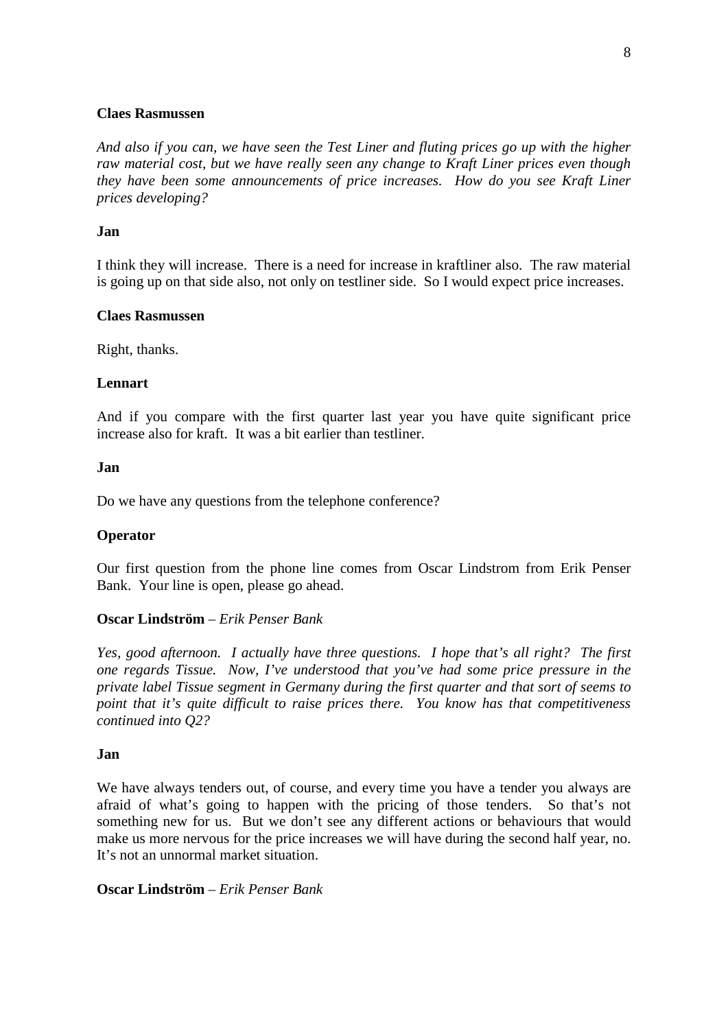**Claes Rasmussen**

*And also if you can, we have seen the Test Liner and fluting prices go up with the higher raw material cost, but we have really seen any change to Kraft Liner prices even though they have been some announcements of price increases. How do you see Kraft Liner prices developing?*

**Jan**

I think they will increase. There is a need for increase in kraftliner also. The raw material is going up on that side also, not only on testliner side. So I would expect price increases.

**Claes Rasmussen**

Right, thanks.

**Lennart**

And if you compare with the first quarter last year you have quite significant price increase also for kraft. It was a bit earlier than testliner.

**Jan**

Do we have any questions from the telephone conference?

**Operator**

Our first question from the phone line comes from Oscar Lindstrom from Erik Penser Bank. Your line is open, please go ahead.

**Oscar Lindström** – *Erik Penser Bank*

*Yes, good afternoon. I actually have three questions. I hope that's all right? The first one regards Tissue. Now, I've understood that you've had some price pressure in the private label Tissue segment in Germany during the first quarter and that sort of seems to point that it's quite difficult to raise prices there. You know has that competitiveness continued into Q2?*

**Jan**

We have always tenders out, of course, and every time you have a tender you always are afraid of what's going to happen with the pricing of those tenders. So that's not something new for us. But we don't see any different actions or behaviours that would make us more nervous for the price increases we will have during the second half year, no. It's not an unnormal market situation.

**Oscar Lindström** – *Erik Penser Bank*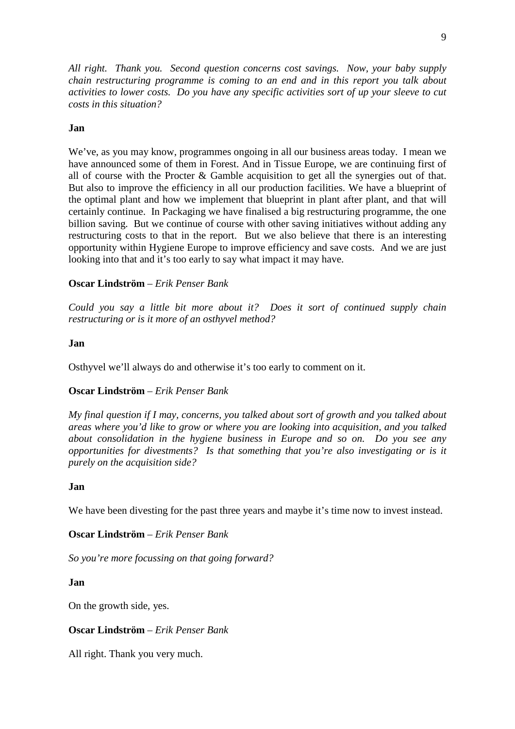*All right. Thank you. Second question concerns cost savings. Now, your baby supply chain restructuring programme is coming to an end and in this report you talk about activities to lower costs. Do you have any specific activities sort of up your sleeve to cut costs in this situation?*

**Jan**

We've, as you may know, programmes ongoing in all our business areas today. I mean we have announced some of them in Forest. And in Tissue Europe, we are continuing first of all of course with the Procter & Gamble acquisition to get all the synergies out of that. But also to improve the efficiency in all our production facilities. We have a blueprint of the optimal plant and how we implement that blueprint in plant after plant, and that will certainly continue. In Packaging we have finalised a big restructuring programme, the one billion saving. But we continue of course with other saving initiatives without adding any restructuring costs to that in the report. But we also believe that there is an interesting opportunity within Hygiene Europe to improve efficiency and save costs. And we are just looking into that and it's too early to say what impact it may have.

**Oscar Lindström** – *Erik Penser Bank*

*Could you say a little bit more about it? Does it sort of continued supply chain restructuring or is it more of an osthyvel method?*

**Jan**

Osthyvel we'll always do and otherwise it's too early to comment on it.

**Oscar Lindström** – *Erik Penser Bank*

*My final question if I may, concerns, you talked about sort of growth and you talked about areas where you'd like to grow or where you are looking into acquisition, and you talked about consolidation in the hygiene business in Europe and so on. Do you see any opportunities for divestments? Is that something that you're also investigating or is it purely on the acquisition side?*

**Jan**

We have been divesting for the past three years and maybe it's time now to invest instead.

**Oscar Lindström** – *Erik Penser Bank*

*So you're more focussing on that going forward?*

**Jan**

On the growth side, yes.

**Oscar Lindström** – *Erik Penser Bank*

All right. Thank you very much.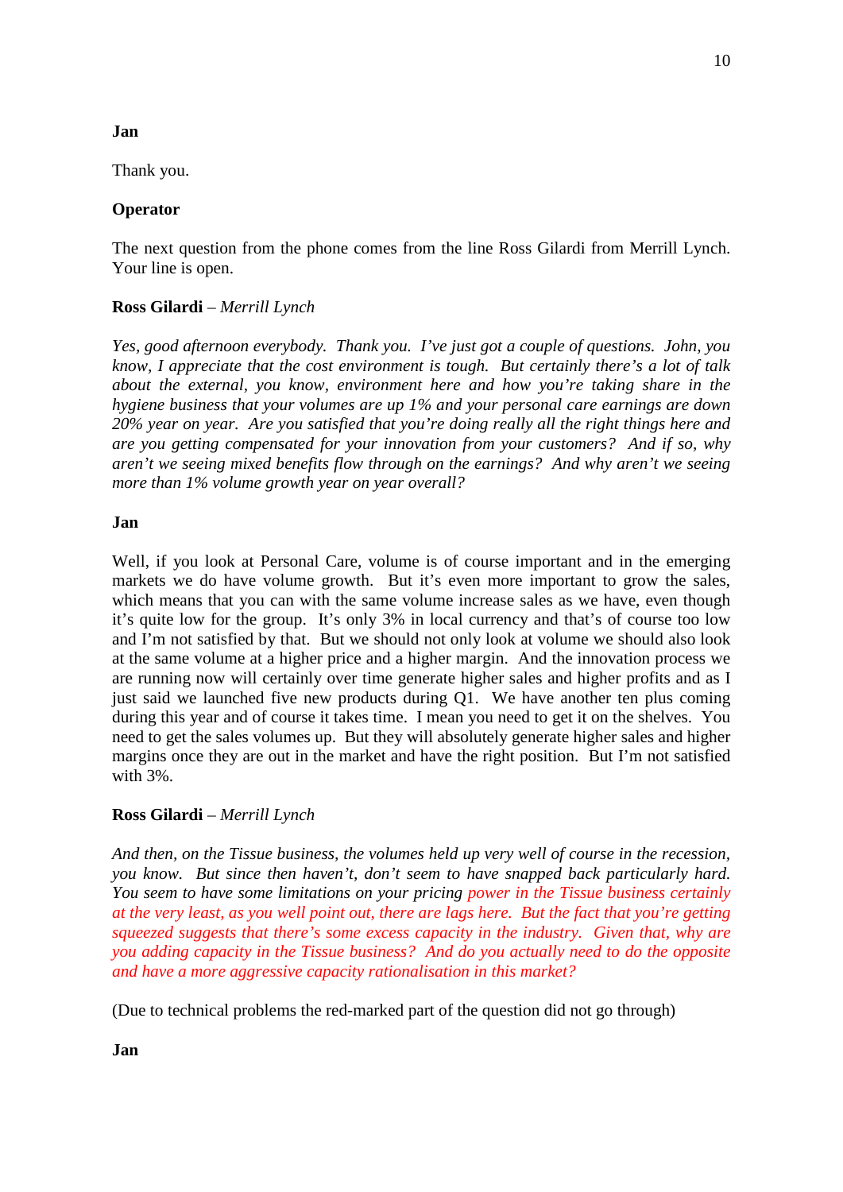**Jan**

Thank you.

**Operator**

The next question from the phone comes from the line Ross Gilardi from Merrill Lynch. Your line is open.

**Ross Gilardi** – *Merrill Lynch*

*Yes, good afternoon everybody. Thank you. I've just got a couple of questions. John, you know, I appreciate that the cost environment is tough. But certainly there's a lot of talk about the external, you know, environment here and how you're taking share in the hygiene business that your volumes are up 1% and your personal care earnings are down 20% year on year. Are you satisfied that you're doing really all the right things here and are you getting compensated for your innovation from your customers? And if so, why aren't we seeing mixed benefits flow through on the earnings? And why aren't we seeing more than 1% volume growth year on year overall?*

**Jan**

Well, if you look at Personal Care, volume is of course important and in the emerging markets we do have volume growth. But it's even more important to grow the sales, which means that you can with the same volume increase sales as we have, even though it's quite low for the group. It's only 3% in local currency and that's of course too low and I'm not satisfied by that. But we should not only look at volume we should also look at the same volume at a higher price and a higher margin. And the innovation process we are running now will certainly over time generate higher sales and higher profits and as I just said we launched five new products during Q1. We have another ten plus coming during this year and of course it takes time. I mean you need to get it on the shelves. You need to get the sales volumes up. But they will absolutely generate higher sales and higher margins once they are out in the market and have the right position. But I'm not satisfied with 3%.

**Ross Gilardi** – *Merrill Lynch*

*And then, on the Tissue business, the volumes held up very well of course in the recession, you know. But since then haven't, don't seem to have snapped back particularly hard. You seem to have some limitations on your pricing power in the Tissue business certainly at the very least, as you well point out, there are lags here. But the fact that you're getting squeezed suggests that there's some excess capacity in the industry. Given that, why are you adding capacity in the Tissue business? And do you actually need to do the opposite and have a more aggressive capacity rationalisation in this market?*

(Due to technical problems the red-marked part of the question did not go through)

**Jan**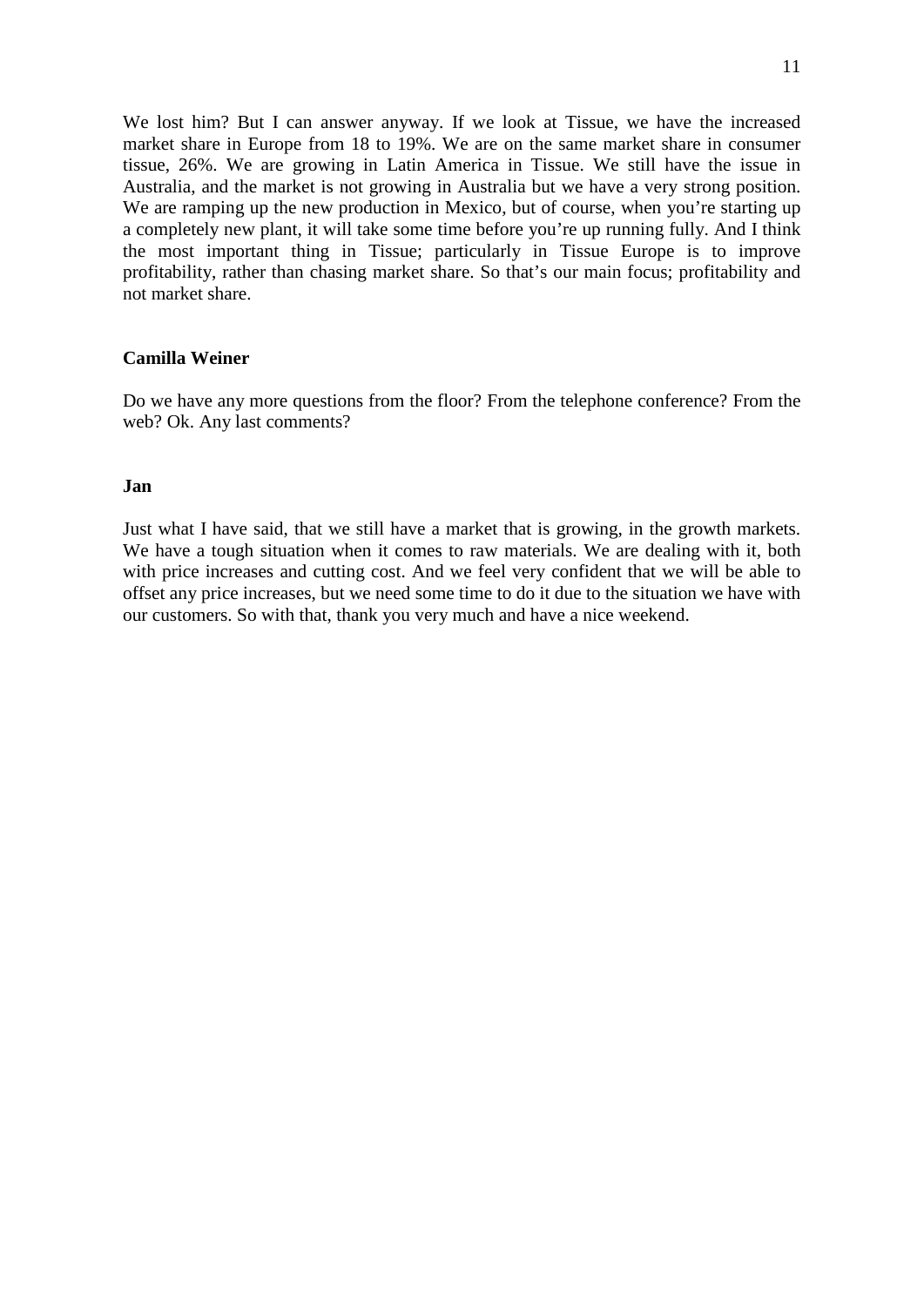We lost him? But I can answer anyway. If we look at Tissue, we have the increased market share in Europe from 18 to 19%. We are on the same market share in consumer tissue, 26%. We are growing in Latin America in Tissue. We still have the issue in Australia, and the market is not growing in Australia but we have a very strong position. We are ramping up the new production in Mexico, but of course, when you're starting up a completely new plant, it will take some time before you're up running fully. And I think the most important thing in Tissue; particularly in Tissue Europe is to improve profitability, rather than chasing market share. So that's our main focus; profitability and not market share.

**Camilla Weiner**

Do we have any more questions from the floor? From the telephone conference? From the web? Ok. Any last comments?

**Jan**

Just what I have said, that we still have a market that is growing, in the growth markets. We have a tough situation when it comes to raw materials. We are dealing with it, both with price increases and cutting cost. And we feel very confident that we will be able to offset any price increases, but we need some time to do it due to the situation we have with our customers. So with that, thank you very much and have a nice weekend.